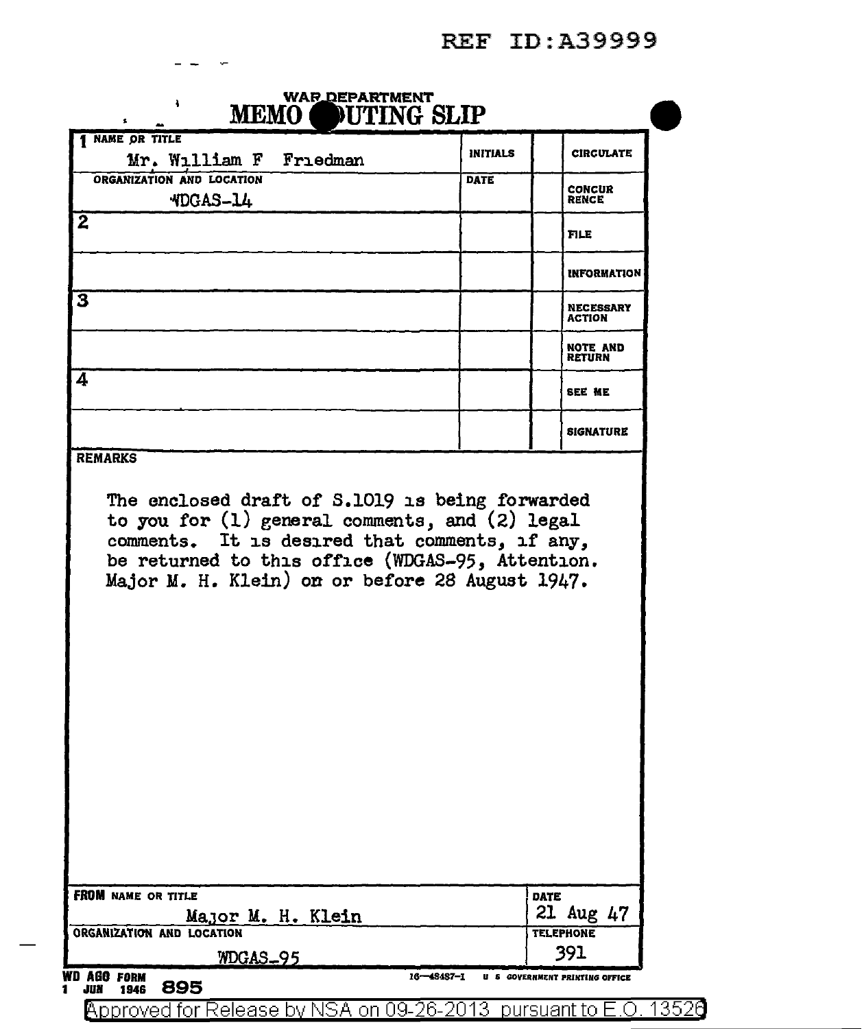REF ID:A39999

**WAR DEPARTMENT**

# MEMO ROUTING SLIP

| 1 NAME OR TITLE | INITIALS | | CIRCULATE |
|---|---|---|---|
| Mr. William F Friedman | | | |
| ORGANIZATION AND LOCATION | DATE | | CONCURRENCE |
| WDGAS-14 | | | |
| 2 | | | FILE |
| | | | INFORMATION |
| 3 | | | NECESSARY ACTION |
| | | | NOTE AND RETURN |
| 4 | | | SEE ME |
| | | | SIGNATURE |

**REMARKS**

The enclosed draft of S.1019 is being forwarded to you for (1) general comments, and (2) legal comments. It is desired that comments, if any, be returned to this office (WDGAS-95, Attention. Major M. H. Klein) on or before 28 August 1947.

| FROM NAME OR TITLE | DATE |
|---|---|
| Major M. H. Klein | 21 Aug 47 |
| ORGANIZATION AND LOCATION | TELEPHONE |
| WDGAS-95 | 391 |

WD AGO FORM 895, 1 JUN 1946 — 16—48487-1 U S GOVERNMENT PRINTING OFFICE

Approved for Release by NSA on 09-26-2013 pursuant to E.O. 13526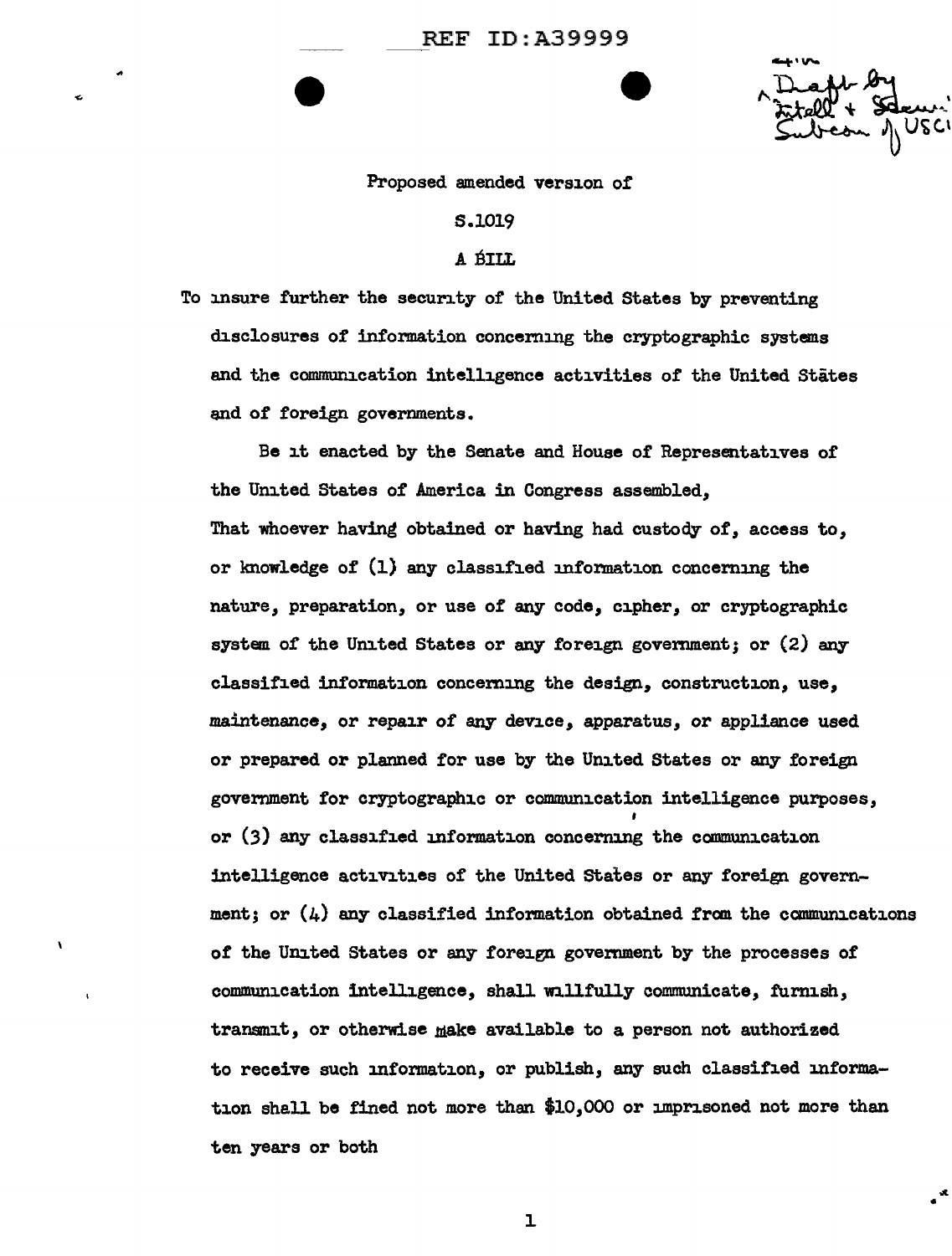REF ID:A39999

Draft by Intell + Security Subcom of USCIB

Proposed amended version of

S.1019

A BILL

To insure further the security of the United States by preventing disclosures of information concerning the cryptographic systems and the communication intelligence activities of the United States and of foreign governments.

Be it enacted by the Senate and House of Representatives of the United States of America in Congress assembled,

That whoever having obtained or having had custody of, access to, or knowledge of (1) any classified information concerning the nature, preparation, or use of any code, cipher, or cryptographic system of the United States or any foreign government; or (2) any classified information concerning the design, construction, use, maintenance, or repair of any device, apparatus, or appliance used or prepared or planned for use by the United States or any foreign government for cryptographic or communication intelligence purposes, or (3) any classified information concerning the communication intelligence activities of the United States or any foreign government; or (4) any classified information obtained from the communications of the United States or any foreign government by the processes of communication intelligence, shall willfully communicate, furnish, transmit, or otherwise make available to a person not authorized to receive such information, or publish, any such classified information shall be fined not more than $10,000 or imprisoned not more than ten years or both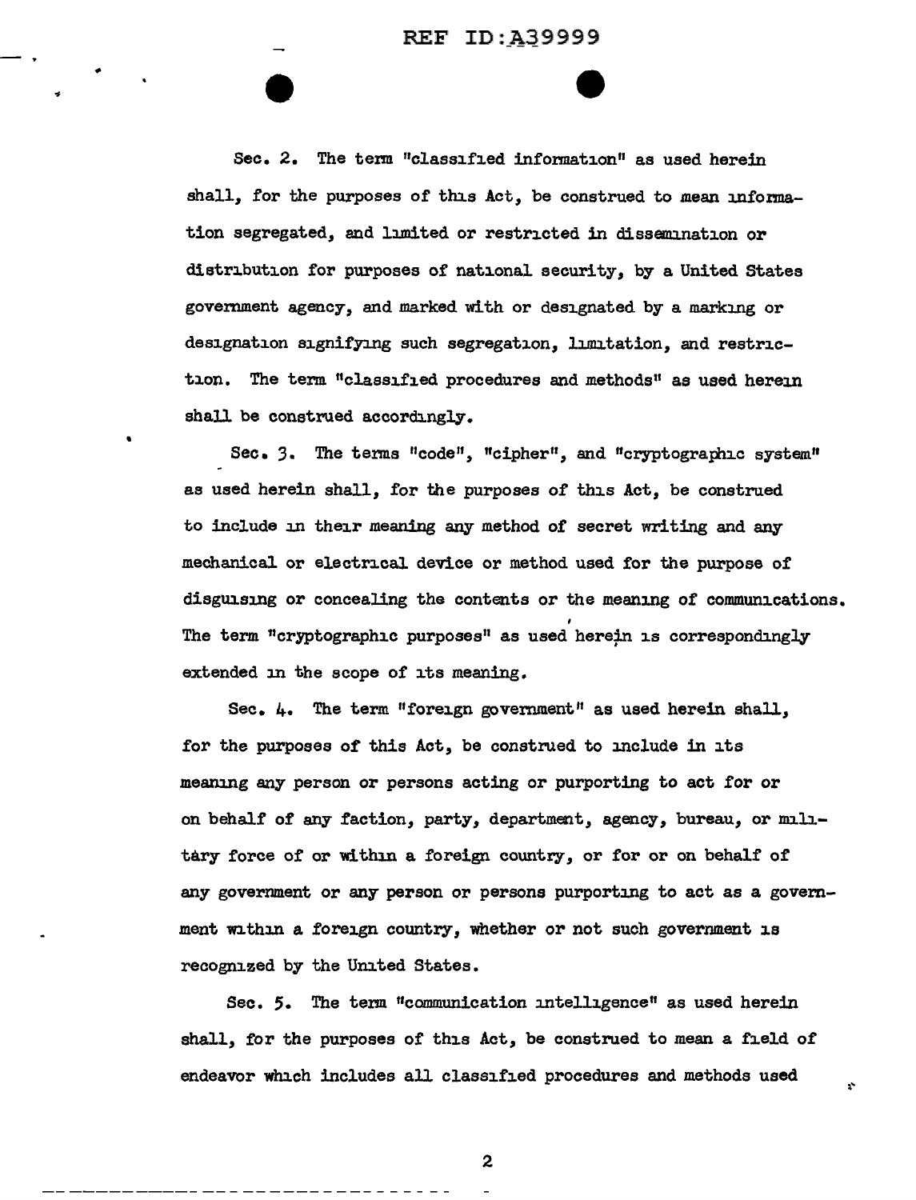Sec. 2. The term "classified information" as used herein shall, for the purposes of this Act, be construed to mean information segregated, and limited or restricted in dissemination or distribution for purposes of national security, by a United States government agency, and marked with or designated by a marking or designation signifying such segregation, limitation, and restriction. The term "classified procedures and methods" as used herein shall be construed accordingly.

Sec. 3. The terms "code", "cipher", and "cryptographic system" as used herein shall, for the purposes of this Act, be construed to include in their meaning any method of secret writing and any mechanical or electrical device or method used for the purpose of disguising or concealing the contents or the meaning of communications. The term "cryptographic purposes" as used herein is correspondingly extended in the scope of its meaning.

Sec. 4. The term "foreign government" as used herein shall, for the purposes of this Act, be construed to include in its meaning any person or persons acting or purporting to act for or on behalf of any faction, party, department, agency, bureau, or military force of or within a foreign country, or for or on behalf of any government or any person or persons purporting to act as a government within a foreign country, whether or not such government is recognized by the United States.

Sec. 5. The term "communication intelligence" as used herein shall, for the purposes of this Act, be construed to mean a field of endeavor which includes all classified procedures and methods used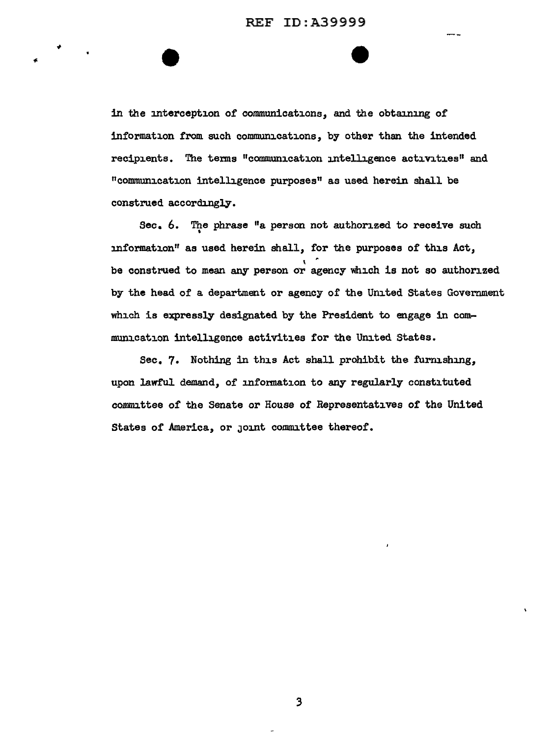in the interception of communications, and the obtaining of information from such communications, by other than the intended recipients. The terms "communication intelligence activities" and "communication intelligence purposes" as used herein shall be construed accordingly.

Sec. 6. The phrase "a person not authorized to receive such information" as used herein shall, for the purposes of this Act, be construed to mean any person or agency which is not so authorized by the head of a department or agency of the United States Government which is expressly designated by the President to engage in communication intelligence activities for the United States.

Sec. 7. Nothing in this Act shall prohibit the furnishing, upon lawful demand, of information to any regularly constituted committee of the Senate or House of Representatives of the United States of America, or joint committee thereof.